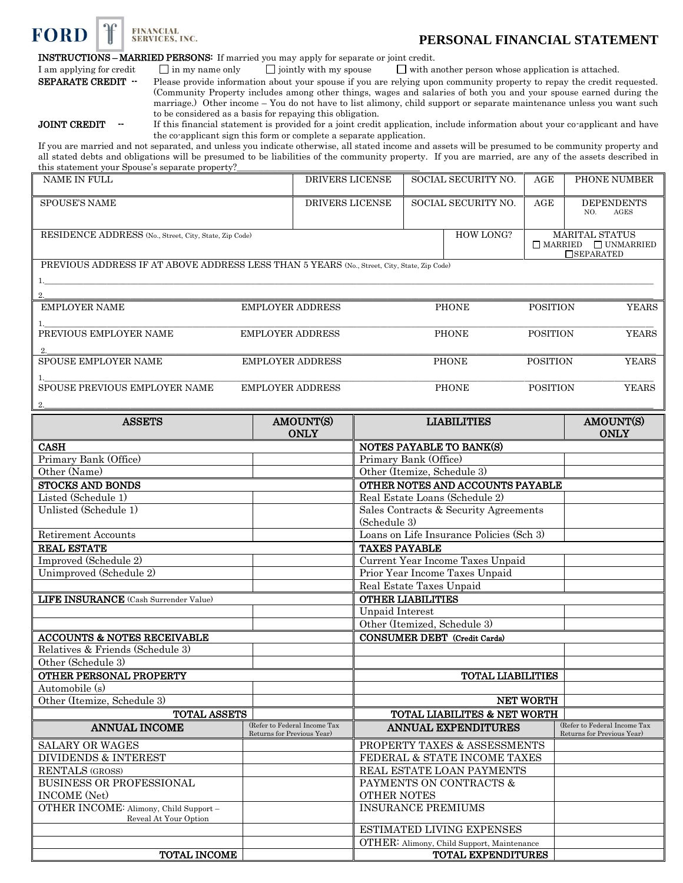FORD FINANCIAL SERVICES, INC.

# PERSONAL FINANCIAL STATEMENT

**INSTRUCTIONS – MARRIED PERSONS:** If married you may apply for separate or joint credit.

I am applying for credit ☐ in my name only ☐ jointly with my spouse ☐ with another person whose application is attached.

**SEPARATE CREDIT --** Please provide information about your spouse if you are relying upon community property to repay the credit requested. (Community Property includes among other things, wages and salaries of both you and your spouse earned during the marriage.) Other income – You do not have to list alimony, child support or separate maintenance unless you want such to be considered as a basis for repaying this obligation.

**JOINT CREDIT --** If this financial statement is provided for a joint credit application, include information about your co-applicant and have the co-applicant sign this form or complete a separate application.

If you are married and not separated, and unless you indicate otherwise, all stated income and assets will be presumed to be community property and all stated debts and obligations will be presumed to be liabilities of the community property. If you are married, are any of the assets described in this statement your Spouse's separate property?\_\_\_\_\_\_\_\_\_\_\_\_\_\_\_\_\_\_\_\_\_\_\_\_\_\_\_\_\_\_\_\_\_\_\_\_

| NAME IN FULL | DRIVERS LICENSE | SOCIAL SECURITY NO. | AGE | PHONE NUMBER |
|---|---|---|---|---|
| | | | | |
| SPOUSE'S NAME | DRIVERS LICENSE | SOCIAL SECURITY NO. | AGE | DEPENDENTS NO. AGES |
| | | | | |

| RESIDENCE ADDRESS (No., Street, City, State, Zip Code) | HOW LONG? | MARITAL STATUS ☐ MARRIED ☐ UNMARRIED ☐ SEPARATED |
|---|---|---|
| | | |

PREVIOUS ADDRESS IF AT ABOVE ADDRESS LESS THAN 5 YEARS (No., Street, City, State, Zip Code)

1.\_\_\_\_\_\_\_\_\_\_\_\_\_\_\_\_\_\_\_\_\_\_\_\_\_\_\_\_\_\_\_\_\_\_\_\_\_\_\_\_\_\_\_\_\_\_\_\_

2.\_\_\_\_\_\_\_\_\_\_\_\_\_\_\_\_\_\_\_\_\_\_\_\_\_\_\_\_\_\_\_\_\_\_\_\_\_\_\_\_\_\_\_\_\_\_\_\_

| EMPLOYER NAME | EMPLOYER ADDRESS | PHONE | POSITION | YEARS |
|---|---|---|---|---|
| 1. | | | | |
| **PREVIOUS EMPLOYER NAME** | **EMPLOYER ADDRESS** | **PHONE** | **POSITION** | **YEARS** |
| 2. | | | | |
| **SPOUSE EMPLOYER NAME** | **EMPLOYER ADDRESS** | **PHONE** | **POSITION** | **YEARS** |
| 1. | | | | |
| **SPOUSE PREVIOUS EMPLOYER NAME** | **EMPLOYER ADDRESS** | **PHONE** | **POSITION** | **YEARS** |
| 2. | | | | |

| ASSETS | AMOUNT(S) ONLY | LIABILITIES | AMOUNT(S) ONLY |
|---|---|---|---|
| **CASH** | | **NOTES PAYABLE TO BANK(S)** | |
| Primary Bank (Office) | | Primary Bank (Office) | |
| Other (Name) | | Other (Itemize, Schedule 3) | |
| **STOCKS AND BONDS** | | **OTHER NOTES AND ACCOUNTS PAYABLE** | |
| Listed (Schedule 1) | | Real Estate Loans (Schedule 2) | |
| Unlisted (Schedule 1) | | Sales Contracts & Security Agreements (Schedule 3) | |
| Retirement Accounts | | Loans on Life Insurance Policies (Sch 3) | |
| **REAL ESTATE** | | **TAXES PAYABLE** | |
| Improved (Schedule 2) | | Current Year Income Taxes Unpaid | |
| Unimproved (Schedule 2) | | Prior Year Income Taxes Unpaid | |
| | | Real Estate Taxes Unpaid | |
| **LIFE INSURANCE** (Cash Surrender Value) | | **OTHER LIABILITIES** | |
| | | Unpaid Interest | |
| | | Other (Itemized, Schedule 3) | |
| **ACCOUNTS & NOTES RECEIVABLE** | | **CONSUMER DEBT (Credit Cards)** | |
| Relatives & Friends (Schedule 3) | | | |
| Other (Schedule 3) | | | |
| **OTHER PERSONAL PROPERTY** | | **TOTAL LIABILITIES** | |
| Automobile (s) | | | |
| Other (Itemize, Schedule 3) | | **NET WORTH** | |
| **TOTAL ASSETS** | | **TOTAL LIABILITES & NET WORTH** | |

| ANNUAL INCOME | (Refer to Federal Income Tax Returns for Previous Year) | ANNUAL EXPENDITURES | (Refer to Federal Income Tax Returns for Previous Year) |
|---|---|---|---|
| SALARY OR WAGES | | PROPERTY TAXES & ASSESSMENTS | |
| DIVIDENDS & INTEREST | | FEDERAL & STATE INCOME TAXES | |
| RENTALS (GROSS) | | REAL ESTATE LOAN PAYMENTS | |
| BUSINESS OR PROFESSIONAL INCOME (Net) | | PAYMENTS ON CONTRACTS & OTHER NOTES | |
| OTHER INCOME: Alimony, Child Support – Reveal At Your Option | | INSURANCE PREMIUMS | |
| | | ESTIMATED LIVING EXPENSES | |
| | | OTHER: Alimony, Child Support, Maintenance | |
| **TOTAL INCOME** | | **TOTAL EXPENDITURES** | |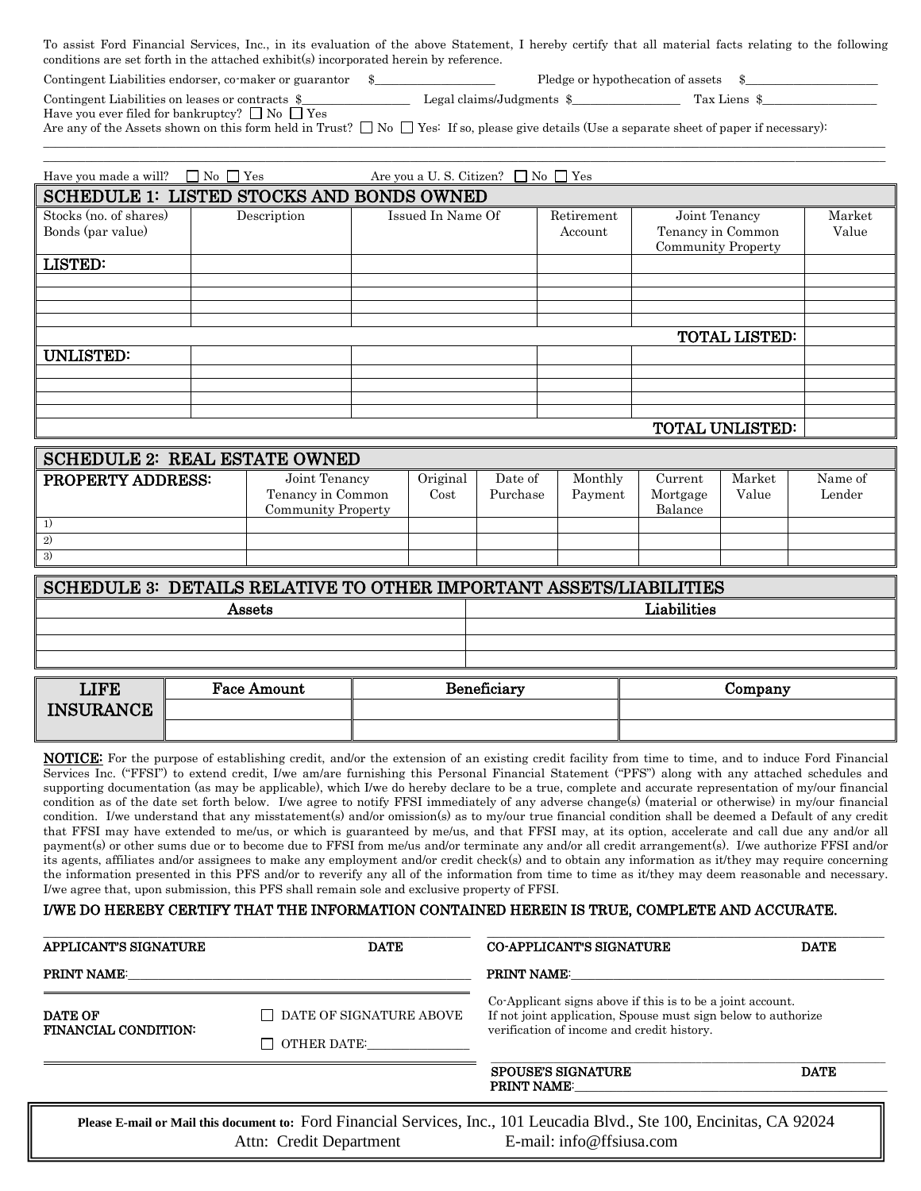To assist Ford Financial Services, Inc., in its evaluation of the above Statement, I hereby certify that all material facts relating to the following conditions are set forth in the attached exhibit(s) incorporated herein by reference.

Contingent Liabilities endorser, co-maker or guarantor $____________________ Pledge or hypothecation of assets $______________________

Contingent Liabilities on leases or contracts $__________________ Legal claims/Judgments $__________________ Tax Liens $___________________

Have you ever filed for bankruptcy? ☐ No ☐ Yes

Are any of the Assets shown on this form held in Trust? ☐ No ☐ Yes: If so, please give details (Use a separate sheet of paper if necessary):

_______________________________________________________________________________________________________________

_______________________________________________________________________________________________________________

Have you made a will? ☐ No ☐ Yes Are you a U. S. Citizen? ☐ No ☐ Yes

## SCHEDULE 1: LISTED STOCKS AND BONDS OWNED

| Stocks (no. of shares) Bonds (par value) | Description | Issued In Name Of | Retirement Account | Joint Tenancy Tenancy in Common Community Property | Market Value |
|---|---|---|---|---|---|
| **LISTED:** | | | | | |
| | | | | | |
| | | | | | |
| | | | | | |
| | | | | | |
| | | | | **TOTAL LISTED:** | |
| **UNLISTED:** | | | | | |
| | | | | | |
| | | | | | |
| | | | | | |
| | | | | | |
| | | | | **TOTAL UNLISTED:** | |

## SCHEDULE 2: REAL ESTATE OWNED

| PROPERTY ADDRESS: | Joint Tenancy Tenancy in Common Community Property | Original Cost | Date of Purchase | Monthly Payment | Current Mortgage Balance | Market Value | Name of Lender |
|---|---|---|---|---|---|---|---|
| 1) | | | | | | | |
| 2) | | | | | | | |
| 3) | | | | | | | |

## SCHEDULE 3: DETAILS RELATIVE TO OTHER IMPORTANT ASSETS/LIABILITIES

| Assets | Liabilities |
|---|---|
| | |
| | |
| | |

| LIFE INSURANCE | Face Amount | Beneficiary | Company |
|---|---|---|---|
| | | | |
| | | | |

**NOTICE:** For the purpose of establishing credit, and/or the extension of an existing credit facility from time to time, and to induce Ford Financial Services Inc. ("FFSI") to extend credit, I/we am/are furnishing this Personal Financial Statement ("PFS") along with any attached schedules and supporting documentation (as may be applicable), which I/we do hereby declare to be a true, complete and accurate representation of my/our financial condition as of the date set forth below. I/we agree to notify FFSI immediately of any adverse change(s) (material or otherwise) in my/our financial condition. I/we understand that any misstatement(s) and/or omission(s) as to my/our true financial condition shall be deemed a Default of any credit that FFSI may have extended to me/us, or which is guaranteed by me/us, and that FFSI may, at its option, accelerate and call due any and/or all payment(s) or other sums due or to become due to FFSI from me/us and/or terminate any and/or all credit arrangement(s). I/we authorize FFSI and/or its agents, affiliates and/or assignees to make any employment and/or credit check(s) and to obtain any information as it/they may require concerning the information presented in this PFS and/or to reverify any all of the information from time to time as it/they may deem reasonable and necessary. I/we agree that, upon submission, this PFS shall remain sole and exclusive property of FFSI.

**I/WE DO HEREBY CERTIFY THAT THE INFORMATION CONTAINED HEREIN IS TRUE, COMPLETE AND ACCURATE.**

_____________________________________________ 

**APPLICANT'S SIGNATURE** **DATE**

**PRINT NAME**:_____________________________________________

**DATE OF FINANCIAL CONDITION:** ☐ DATE OF SIGNATURE ABOVE ☐ OTHER DATE:________________

_____________________________________________

**CO-APPLICANT'S SIGNATURE** **DATE**

**PRINT NAME**:_____________________________________________

Co-Applicant signs above if this is to be a joint account.
If not joint application, Spouse must sign below to authorize verification of income and credit history.

_____________________________________________

**SPOUSE'S SIGNATURE** **DATE**

**PRINT NAME**:_____________________________________________

**Please E-mail or Mail this document to:** Ford Financial Services, Inc., 101 Leucadia Blvd., Ste 100, Encinitas, CA 92024
Attn: Credit Department E-mail: info@ffsiusa.com